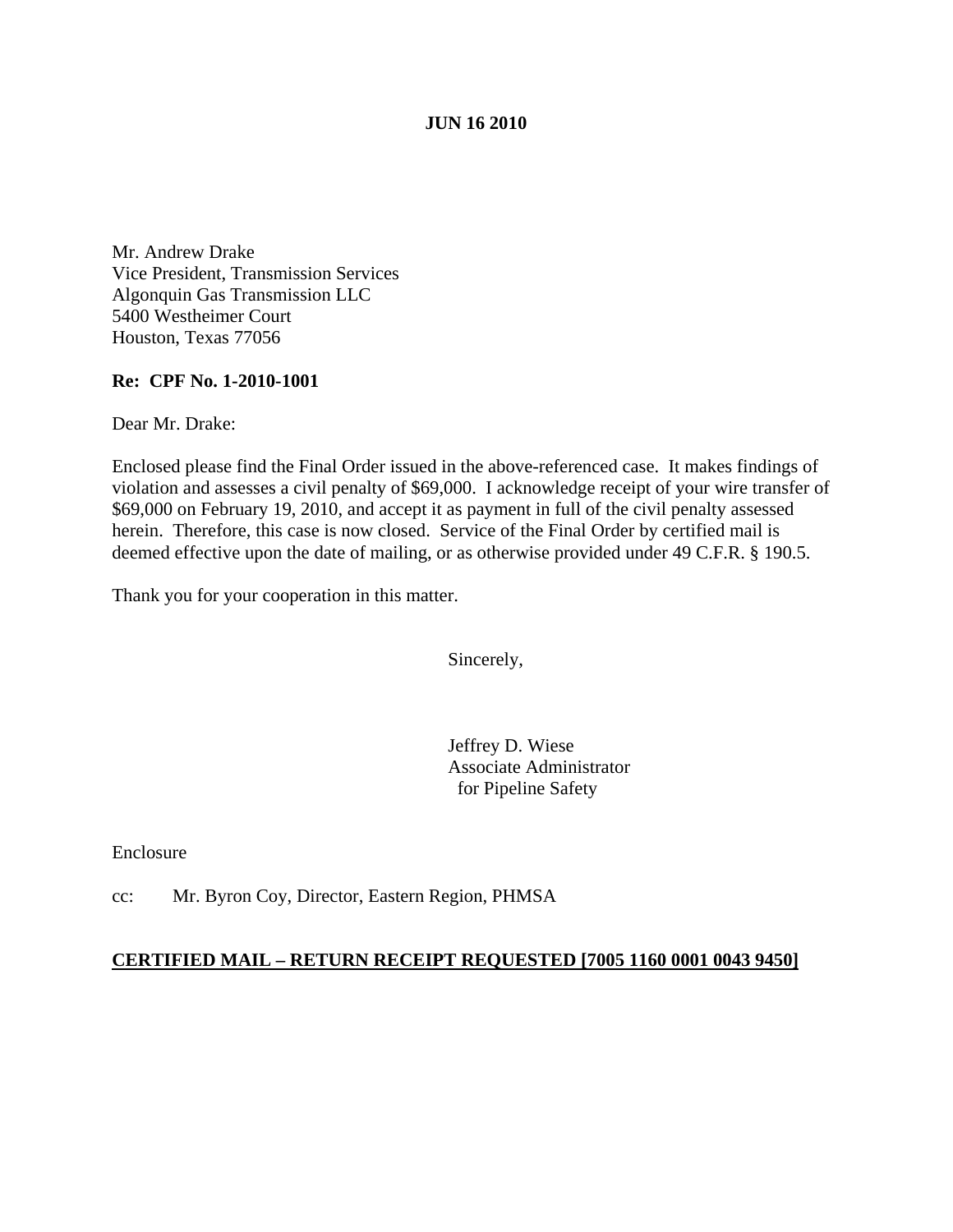**JUN 16 2010**

Mr. Andrew Drake
Vice President, Transmission Services
Algonquin Gas Transmission LLC
5400 Westheimer Court
Houston, Texas 77056

**Re: CPF No. 1-2010-1001**

Dear Mr. Drake:

Enclosed please find the Final Order issued in the above-referenced case. It makes findings of violation and assesses a civil penalty of $69,000. I acknowledge receipt of your wire transfer of $69,000 on February 19, 2010, and accept it as payment in full of the civil penalty assessed herein. Therefore, this case is now closed. Service of the Final Order by certified mail is deemed effective upon the date of mailing, or as otherwise provided under 49 C.F.R. § 190.5.

Thank you for your cooperation in this matter.

Sincerely,

Jeffrey D. Wiese
Associate Administrator
for Pipeline Safety

Enclosure

cc: Mr. Byron Coy, Director, Eastern Region, PHMSA

**CERTIFIED MAIL – RETURN RECEIPT REQUESTED [7005 1160 0001 0043 9450]**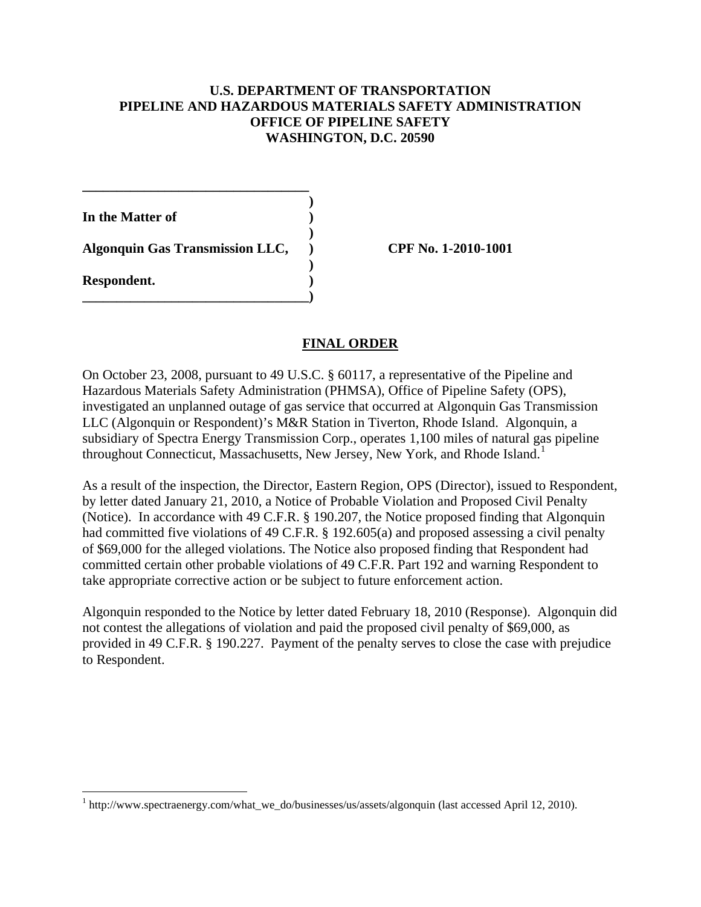**U.S. DEPARTMENT OF TRANSPORTATION**
**PIPELINE AND HAZARDOUS MATERIALS SAFETY ADMINISTRATION**
**OFFICE OF PIPELINE SAFETY**
**WASHINGTON, D.C. 20590**

| | |
|---|---|
| **In the Matter of** | |
| **Algonquin Gas Transmission LLC,** | **CPF No. 1-2010-1001** |
| **Respondent.** | |

## FINAL ORDER

On October 23, 2008, pursuant to 49 U.S.C. § 60117, a representative of the Pipeline and Hazardous Materials Safety Administration (PHMSA), Office of Pipeline Safety (OPS), investigated an unplanned outage of gas service that occurred at Algonquin Gas Transmission LLC (Algonquin or Respondent)'s M&R Station in Tiverton, Rhode Island. Algonquin, a subsidiary of Spectra Energy Transmission Corp., operates 1,100 miles of natural gas pipeline throughout Connecticut, Massachusetts, New Jersey, New York, and Rhode Island.[1]

As a result of the inspection, the Director, Eastern Region, OPS (Director), issued to Respondent, by letter dated January 21, 2010, a Notice of Probable Violation and Proposed Civil Penalty (Notice). In accordance with 49 C.F.R. § 190.207, the Notice proposed finding that Algonquin had committed five violations of 49 C.F.R. § 192.605(a) and proposed assessing a civil penalty of $69,000 for the alleged violations. The Notice also proposed finding that Respondent had committed certain other probable violations of 49 C.F.R. Part 192 and warning Respondent to take appropriate corrective action or be subject to future enforcement action.

Algonquin responded to the Notice by letter dated February 18, 2010 (Response). Algonquin did not contest the allegations of violation and paid the proposed civil penalty of $69,000, as provided in 49 C.F.R. § 190.227. Payment of the penalty serves to close the case with prejudice to Respondent.

[1] http://www.spectraenergy.com/what_we_do/businesses/us/assets/algonquin (last accessed April 12, 2010).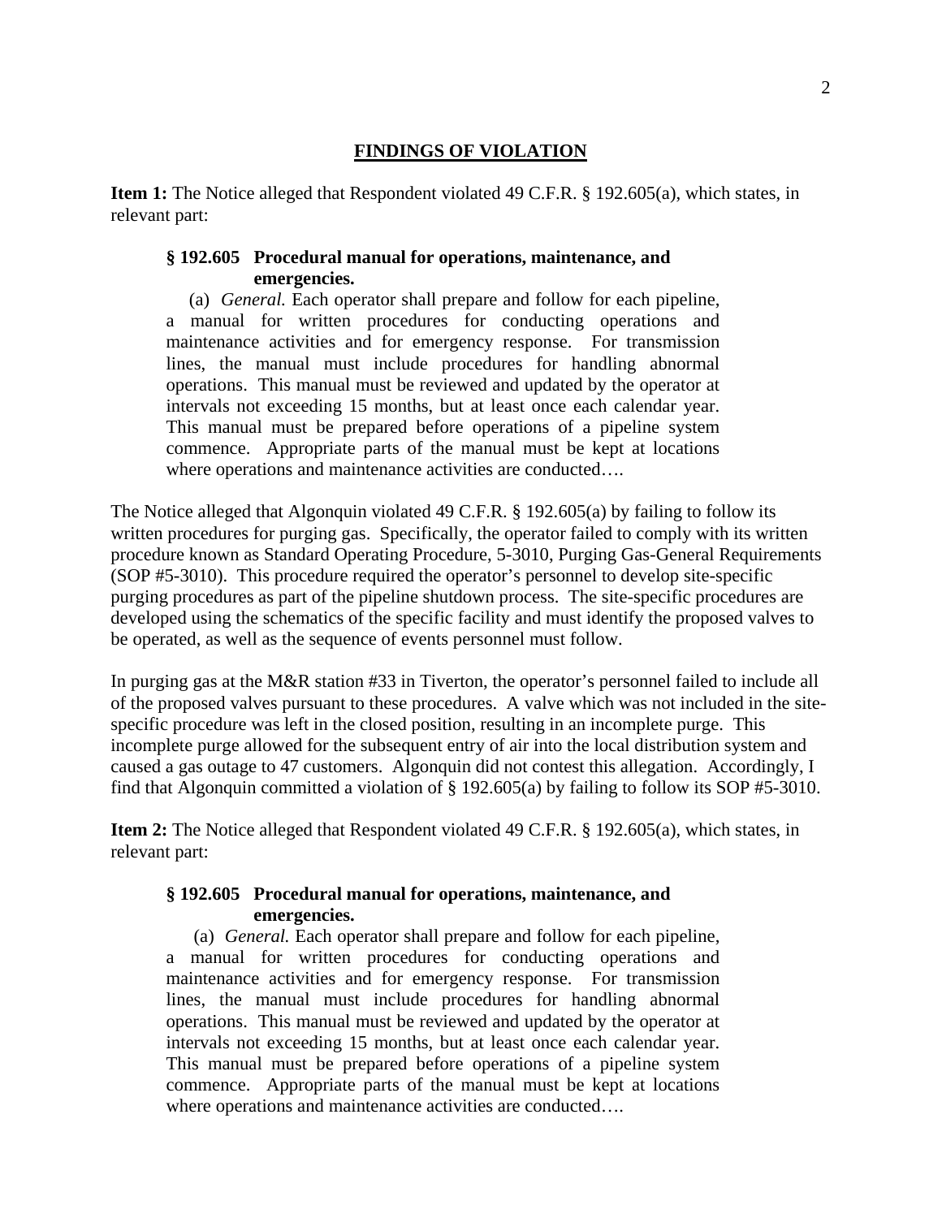## FINDINGS OF VIOLATION

**Item 1:** The Notice alleged that Respondent violated 49 C.F.R. § 192.605(a), which states, in relevant part:

> **§ 192.605 Procedural manual for operations, maintenance, and emergencies.**
>
> (a) *General.* Each operator shall prepare and follow for each pipeline, a manual for written procedures for conducting operations and maintenance activities and for emergency response. For transmission lines, the manual must include procedures for handling abnormal operations. This manual must be reviewed and updated by the operator at intervals not exceeding 15 months, but at least once each calendar year. This manual must be prepared before operations of a pipeline system commence. Appropriate parts of the manual must be kept at locations where operations and maintenance activities are conducted….

The Notice alleged that Algonquin violated 49 C.F.R. § 192.605(a) by failing to follow its written procedures for purging gas. Specifically, the operator failed to comply with its written procedure known as Standard Operating Procedure, 5-3010, Purging Gas-General Requirements (SOP #5-3010). This procedure required the operator's personnel to develop site-specific purging procedures as part of the pipeline shutdown process. The site-specific procedures are developed using the schematics of the specific facility and must identify the proposed valves to be operated, as well as the sequence of events personnel must follow.

In purging gas at the M&R station #33 in Tiverton, the operator's personnel failed to include all of the proposed valves pursuant to these procedures. A valve which was not included in the site-specific procedure was left in the closed position, resulting in an incomplete purge. This incomplete purge allowed for the subsequent entry of air into the local distribution system and caused a gas outage to 47 customers. Algonquin did not contest this allegation. Accordingly, I find that Algonquin committed a violation of § 192.605(a) by failing to follow its SOP #5-3010.

**Item 2:** The Notice alleged that Respondent violated 49 C.F.R. § 192.605(a), which states, in relevant part:

> **§ 192.605 Procedural manual for operations, maintenance, and emergencies.**
>
> (a) *General.* Each operator shall prepare and follow for each pipeline, a manual for written procedures for conducting operations and maintenance activities and for emergency response. For transmission lines, the manual must include procedures for handling abnormal operations. This manual must be reviewed and updated by the operator at intervals not exceeding 15 months, but at least once each calendar year. This manual must be prepared before operations of a pipeline system commence. Appropriate parts of the manual must be kept at locations where operations and maintenance activities are conducted….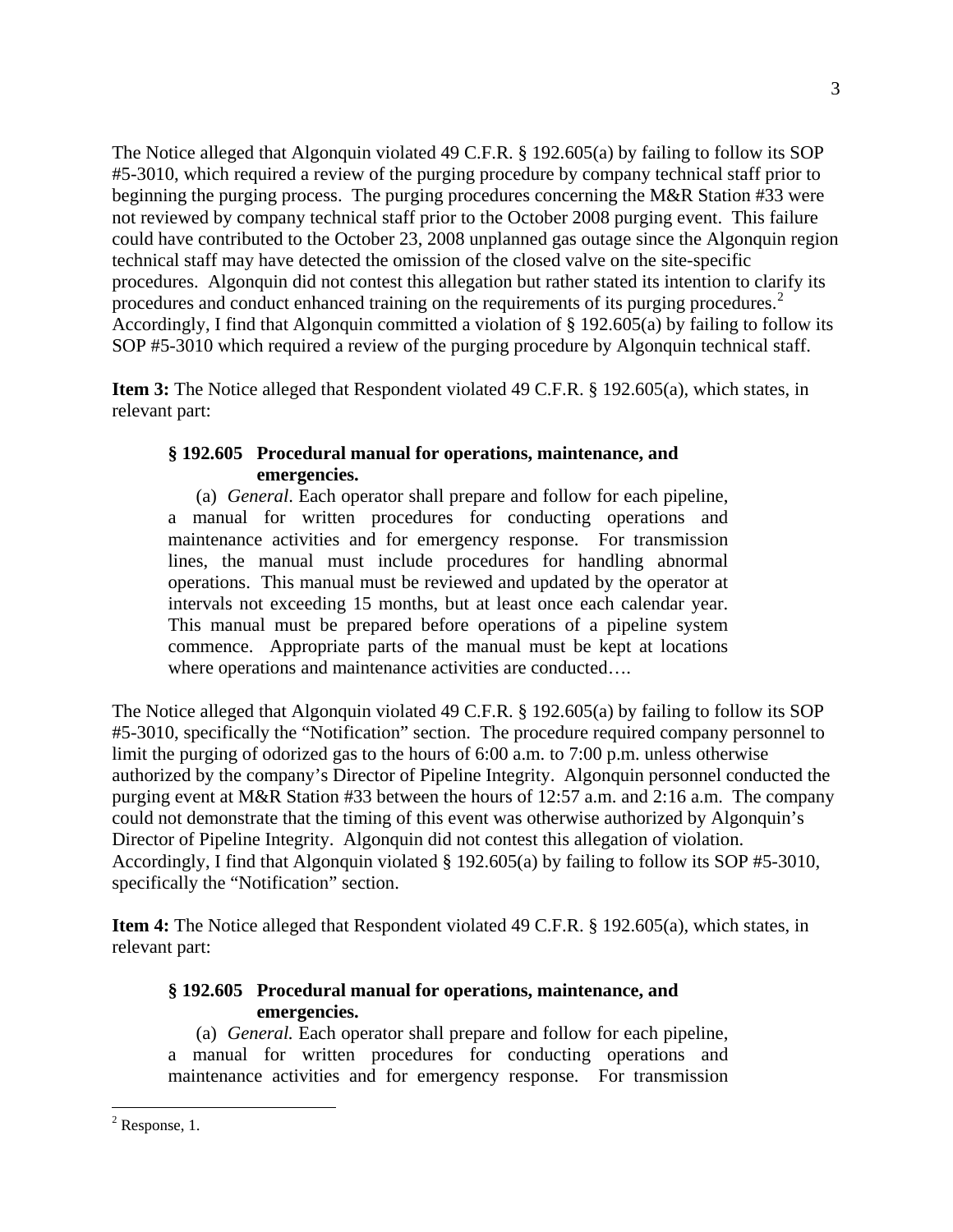The Notice alleged that Algonquin violated 49 C.F.R. § 192.605(a) by failing to follow its SOP #5-3010, which required a review of the purging procedure by company technical staff prior to beginning the purging process. The purging procedures concerning the M&R Station #33 were not reviewed by company technical staff prior to the October 2008 purging event. This failure could have contributed to the October 23, 2008 unplanned gas outage since the Algonquin region technical staff may have detected the omission of the closed valve on the site-specific procedures. Algonquin did not contest this allegation but rather stated its intention to clarify its procedures and conduct enhanced training on the requirements of its purging procedures.[2] Accordingly, I find that Algonquin committed a violation of § 192.605(a) by failing to follow its SOP #5-3010 which required a review of the purging procedure by Algonquin technical staff.

**Item 3:** The Notice alleged that Respondent violated 49 C.F.R. § 192.605(a), which states, in relevant part:

> **§ 192.605 Procedural manual for operations, maintenance, and emergencies.**
>
> (a) *General*. Each operator shall prepare and follow for each pipeline, a manual for written procedures for conducting operations and maintenance activities and for emergency response. For transmission lines, the manual must include procedures for handling abnormal operations. This manual must be reviewed and updated by the operator at intervals not exceeding 15 months, but at least once each calendar year. This manual must be prepared before operations of a pipeline system commence. Appropriate parts of the manual must be kept at locations where operations and maintenance activities are conducted….

The Notice alleged that Algonquin violated 49 C.F.R. § 192.605(a) by failing to follow its SOP #5-3010, specifically the "Notification" section. The procedure required company personnel to limit the purging of odorized gas to the hours of 6:00 a.m. to 7:00 p.m. unless otherwise authorized by the company's Director of Pipeline Integrity. Algonquin personnel conducted the purging event at M&R Station #33 between the hours of 12:57 a.m. and 2:16 a.m. The company could not demonstrate that the timing of this event was otherwise authorized by Algonquin's Director of Pipeline Integrity. Algonquin did not contest this allegation of violation. Accordingly, I find that Algonquin violated § 192.605(a) by failing to follow its SOP #5-3010, specifically the "Notification" section.

**Item 4:** The Notice alleged that Respondent violated 49 C.F.R. § 192.605(a), which states, in relevant part:

> **§ 192.605 Procedural manual for operations, maintenance, and emergencies.**
>
> (a) *General.* Each operator shall prepare and follow for each pipeline, a manual for written procedures for conducting operations and maintenance activities and for emergency response. For transmission

[2] Response, 1.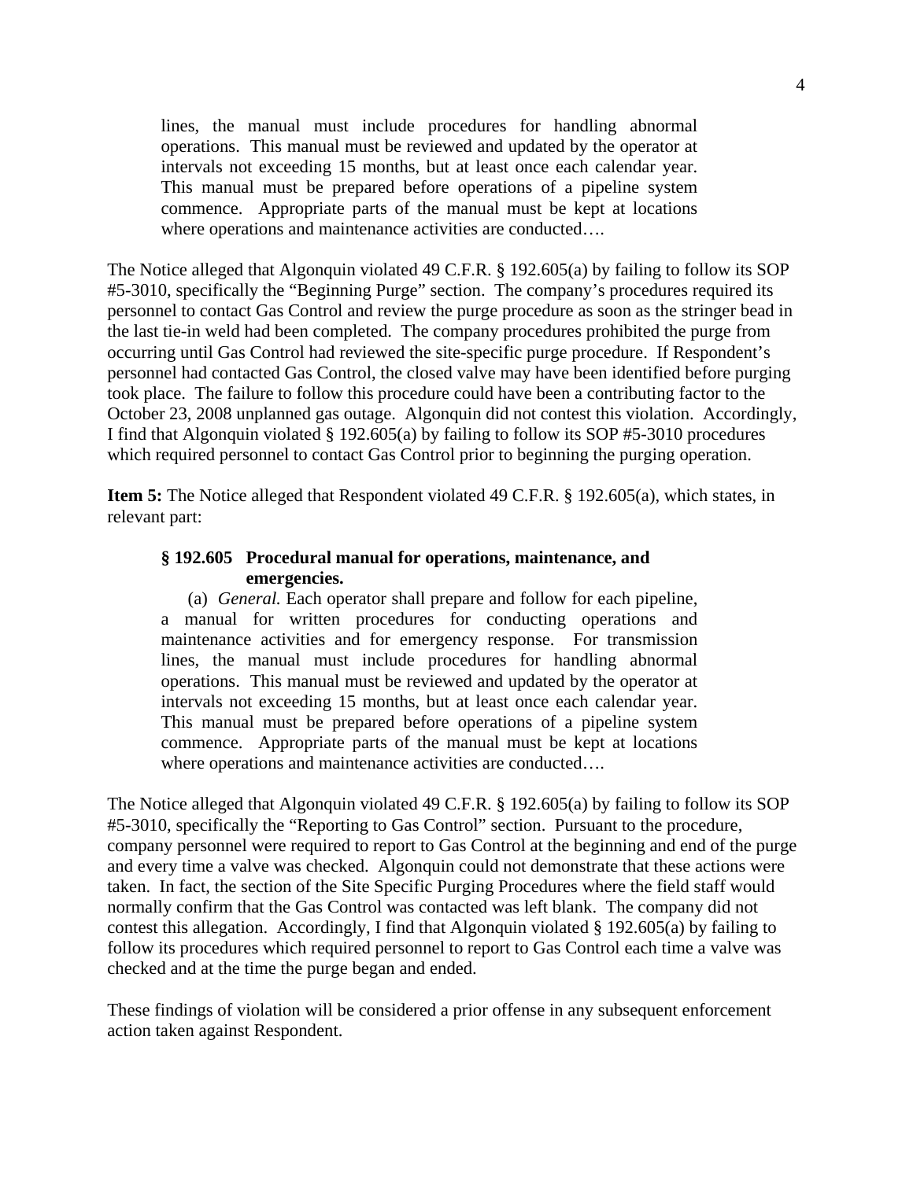> lines, the manual must include procedures for handling abnormal operations. This manual must be reviewed and updated by the operator at intervals not exceeding 15 months, but at least once each calendar year. This manual must be prepared before operations of a pipeline system commence. Appropriate parts of the manual must be kept at locations where operations and maintenance activities are conducted….

The Notice alleged that Algonquin violated 49 C.F.R. § 192.605(a) by failing to follow its SOP #5-3010, specifically the "Beginning Purge" section. The company's procedures required its personnel to contact Gas Control and review the purge procedure as soon as the stringer bead in the last tie-in weld had been completed. The company procedures prohibited the purge from occurring until Gas Control had reviewed the site-specific purge procedure. If Respondent's personnel had contacted Gas Control, the closed valve may have been identified before purging took place. The failure to follow this procedure could have been a contributing factor to the October 23, 2008 unplanned gas outage. Algonquin did not contest this violation. Accordingly, I find that Algonquin violated § 192.605(a) by failing to follow its SOP #5-3010 procedures which required personnel to contact Gas Control prior to beginning the purging operation.

**Item 5:** The Notice alleged that Respondent violated 49 C.F.R. § 192.605(a), which states, in relevant part:

> **§ 192.605 Procedural manual for operations, maintenance, and emergencies.**
>
> (a) *General.* Each operator shall prepare and follow for each pipeline, a manual for written procedures for conducting operations and maintenance activities and for emergency response. For transmission lines, the manual must include procedures for handling abnormal operations. This manual must be reviewed and updated by the operator at intervals not exceeding 15 months, but at least once each calendar year. This manual must be prepared before operations of a pipeline system commence. Appropriate parts of the manual must be kept at locations where operations and maintenance activities are conducted….

The Notice alleged that Algonquin violated 49 C.F.R. § 192.605(a) by failing to follow its SOP #5-3010, specifically the "Reporting to Gas Control" section. Pursuant to the procedure, company personnel were required to report to Gas Control at the beginning and end of the purge and every time a valve was checked. Algonquin could not demonstrate that these actions were taken. In fact, the section of the Site Specific Purging Procedures where the field staff would normally confirm that the Gas Control was contacted was left blank. The company did not contest this allegation. Accordingly, I find that Algonquin violated § 192.605(a) by failing to follow its procedures which required personnel to report to Gas Control each time a valve was checked and at the time the purge began and ended.

These findings of violation will be considered a prior offense in any subsequent enforcement action taken against Respondent.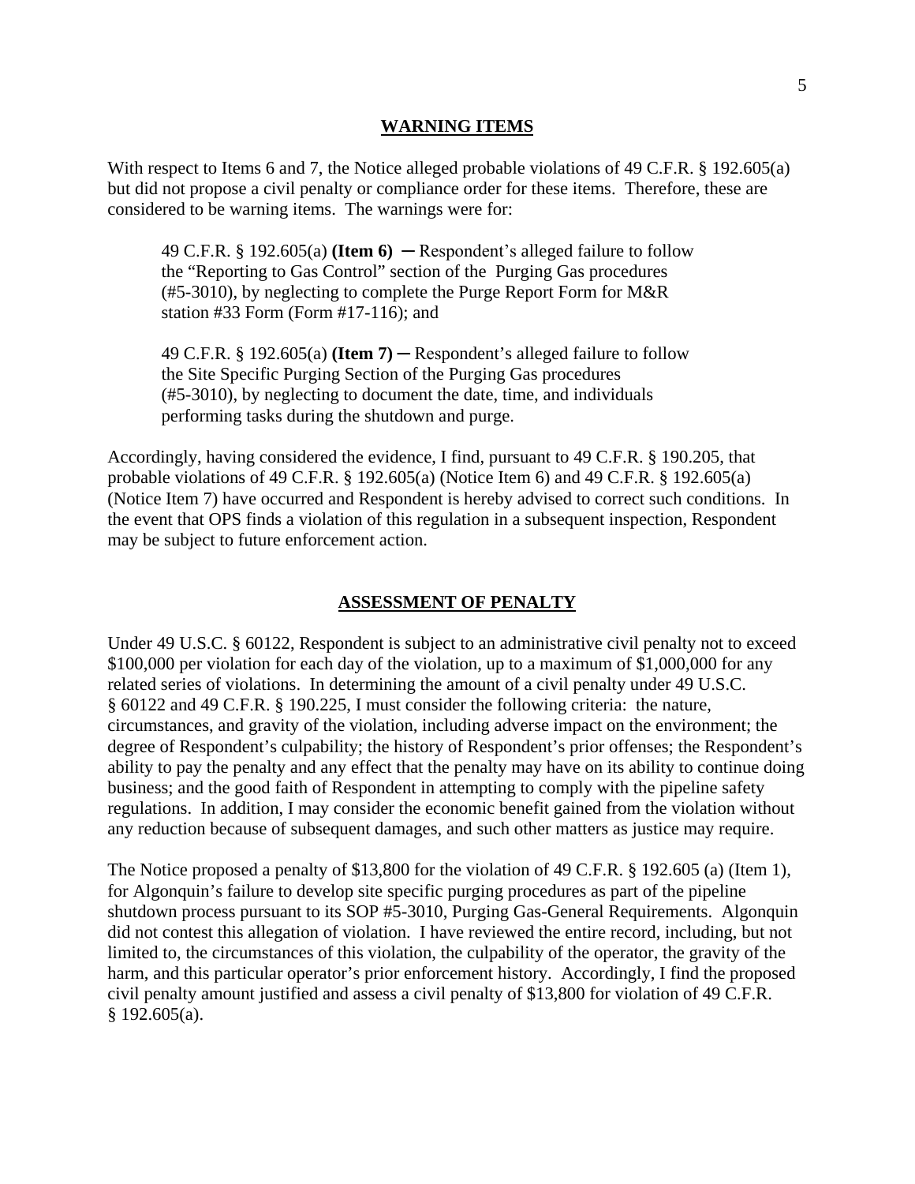## WARNING ITEMS

With respect to Items 6 and 7, the Notice alleged probable violations of 49 C.F.R. § 192.605(a) but did not propose a civil penalty or compliance order for these items. Therefore, these are considered to be warning items. The warnings were for:

> 49 C.F.R. § 192.605(a) **(Item 6)** ─ Respondent's alleged failure to follow the "Reporting to Gas Control" section of the Purging Gas procedures (#5-3010), by neglecting to complete the Purge Report Form for M&R station #33 Form (Form #17-116); and
>
> 49 C.F.R. § 192.605(a) **(Item 7)** ─ Respondent's alleged failure to follow the Site Specific Purging Section of the Purging Gas procedures (#5-3010), by neglecting to document the date, time, and individuals performing tasks during the shutdown and purge.

Accordingly, having considered the evidence, I find, pursuant to 49 C.F.R. § 190.205, that probable violations of 49 C.F.R. § 192.605(a) (Notice Item 6) and 49 C.F.R. § 192.605(a) (Notice Item 7) have occurred and Respondent is hereby advised to correct such conditions. In the event that OPS finds a violation of this regulation in a subsequent inspection, Respondent may be subject to future enforcement action.

## ASSESSMENT OF PENALTY

Under 49 U.S.C. § 60122, Respondent is subject to an administrative civil penalty not to exceed \$100,000 per violation for each day of the violation, up to a maximum of \$1,000,000 for any related series of violations. In determining the amount of a civil penalty under 49 U.S.C. § 60122 and 49 C.F.R. § 190.225, I must consider the following criteria: the nature, circumstances, and gravity of the violation, including adverse impact on the environment; the degree of Respondent's culpability; the history of Respondent's prior offenses; the Respondent's ability to pay the penalty and any effect that the penalty may have on its ability to continue doing business; and the good faith of Respondent in attempting to comply with the pipeline safety regulations. In addition, I may consider the economic benefit gained from the violation without any reduction because of subsequent damages, and such other matters as justice may require.

The Notice proposed a penalty of \$13,800 for the violation of 49 C.F.R. § 192.605 (a) (Item 1), for Algonquin's failure to develop site specific purging procedures as part of the pipeline shutdown process pursuant to its SOP #5-3010, Purging Gas-General Requirements. Algonquin did not contest this allegation of violation. I have reviewed the entire record, including, but not limited to, the circumstances of this violation, the culpability of the operator, the gravity of the harm, and this particular operator's prior enforcement history. Accordingly, I find the proposed civil penalty amount justified and assess a civil penalty of \$13,800 for violation of 49 C.F.R. § 192.605(a).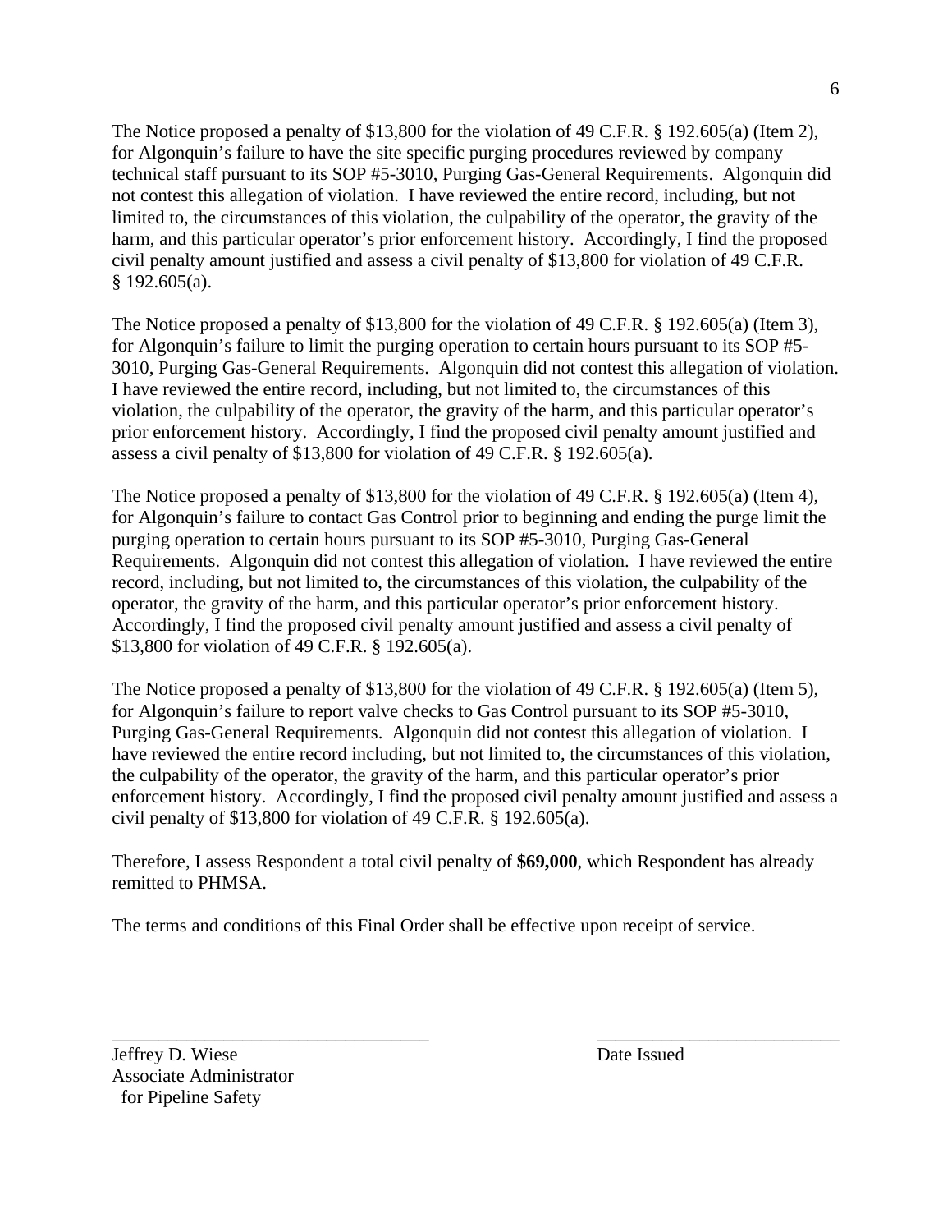The Notice proposed a penalty of $13,800 for the violation of 49 C.F.R. § 192.605(a) (Item 2), for Algonquin's failure to have the site specific purging procedures reviewed by company technical staff pursuant to its SOP #5-3010, Purging Gas-General Requirements. Algonquin did not contest this allegation of violation. I have reviewed the entire record, including, but not limited to, the circumstances of this violation, the culpability of the operator, the gravity of the harm, and this particular operator's prior enforcement history. Accordingly, I find the proposed civil penalty amount justified and assess a civil penalty of $13,800 for violation of 49 C.F.R. § 192.605(a).

The Notice proposed a penalty of $13,800 for the violation of 49 C.F.R. § 192.605(a) (Item 3), for Algonquin's failure to limit the purging operation to certain hours pursuant to its SOP #5-3010, Purging Gas-General Requirements. Algonquin did not contest this allegation of violation. I have reviewed the entire record, including, but not limited to, the circumstances of this violation, the culpability of the operator, the gravity of the harm, and this particular operator's prior enforcement history. Accordingly, I find the proposed civil penalty amount justified and assess a civil penalty of $13,800 for violation of 49 C.F.R. § 192.605(a).

The Notice proposed a penalty of $13,800 for the violation of 49 C.F.R. § 192.605(a) (Item 4), for Algonquin's failure to contact Gas Control prior to beginning and ending the purge limit the purging operation to certain hours pursuant to its SOP #5-3010, Purging Gas-General Requirements. Algonquin did not contest this allegation of violation. I have reviewed the entire record, including, but not limited to, the circumstances of this violation, the culpability of the operator, the gravity of the harm, and this particular operator's prior enforcement history. Accordingly, I find the proposed civil penalty amount justified and assess a civil penalty of $13,800 for violation of 49 C.F.R. § 192.605(a).

The Notice proposed a penalty of $13,800 for the violation of 49 C.F.R. § 192.605(a) (Item 5), for Algonquin's failure to report valve checks to Gas Control pursuant to its SOP #5-3010, Purging Gas-General Requirements. Algonquin did not contest this allegation of violation. I have reviewed the entire record including, but not limited to, the circumstances of this violation, the culpability of the operator, the gravity of the harm, and this particular operator's prior enforcement history. Accordingly, I find the proposed civil penalty amount justified and assess a civil penalty of $13,800 for violation of 49 C.F.R. § 192.605(a).

Therefore, I assess Respondent a total civil penalty of **$69,000**, which Respondent has already remitted to PHMSA.

The terms and conditions of this Final Order shall be effective upon receipt of service.

\_\_\_\_\_\_\_\_\_\_\_\_\_\_\_\_\_\_\_\_\_\_\_\_\_\_\_\_\_\_\_\_\_\_\_\_
Jeffrey D. Wiese
Associate Administrator
for Pipeline Safety

\_\_\_\_\_\_\_\_\_\_\_\_\_\_\_\_\_\_\_\_\_\_\_\_\_\_\_\_
Date Issued